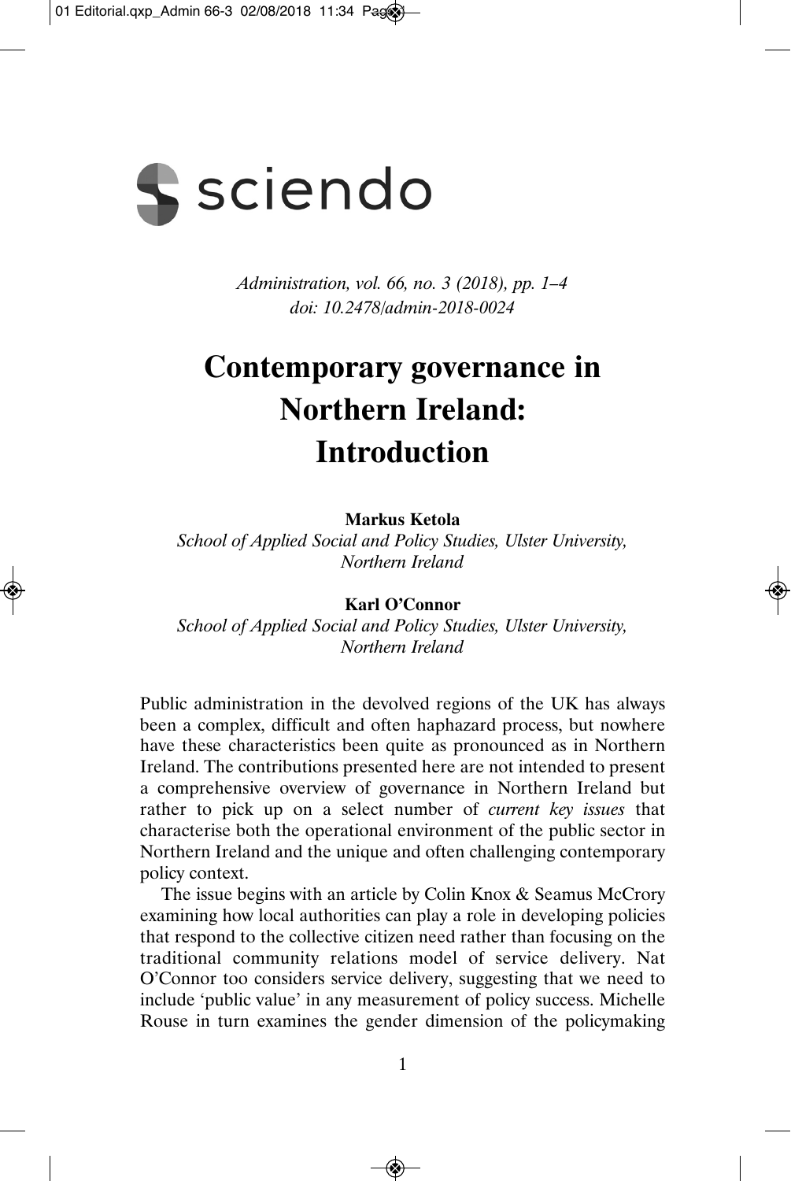*Administration, vol. 66, no. 3 (2018), pp. 1–4*
*doi: 10.2478/admin-2018-0024*

# Contemporary governance in Northern Ireland: Introduction

**Markus Ketola**
*School of Applied Social and Policy Studies, Ulster University, Northern Ireland*

**Karl O'Connor**
*School of Applied Social and Policy Studies, Ulster University, Northern Ireland*

Public administration in the devolved regions of the UK has always been a complex, difficult and often haphazard process, but nowhere have these characteristics been quite as pronounced as in Northern Ireland. The contributions presented here are not intended to present a comprehensive overview of governance in Northern Ireland but rather to pick up on a select number of *current key issues* that characterise both the operational environment of the public sector in Northern Ireland and the unique and often challenging contemporary policy context.

The issue begins with an article by Colin Knox & Seamus McCrory examining how local authorities can play a role in developing policies that respond to the collective citizen need rather than focusing on the traditional community relations model of service delivery. Nat O'Connor too considers service delivery, suggesting that we need to include 'public value' in any measurement of policy success. Michelle Rouse in turn examines the gender dimension of the policymaking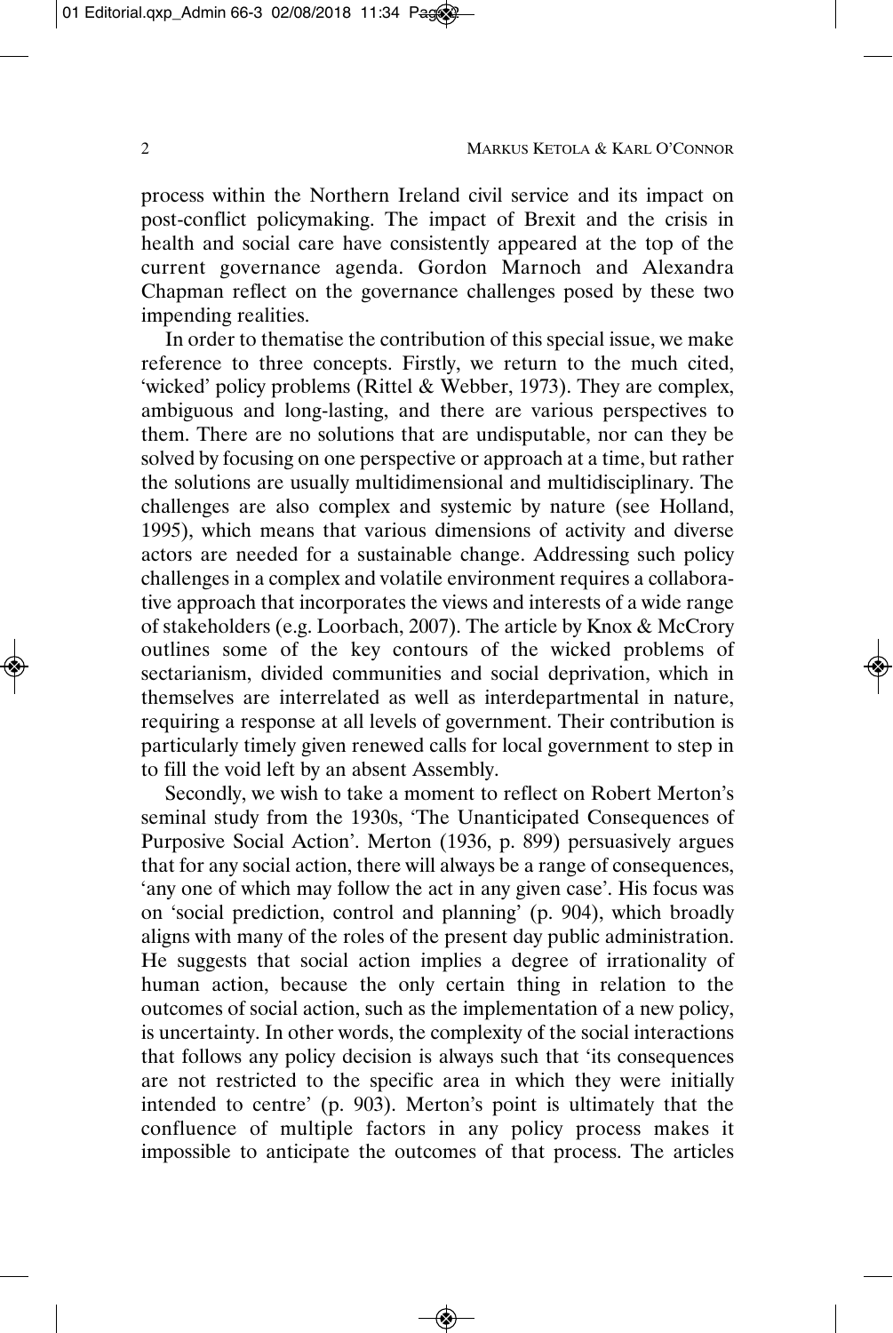process within the Northern Ireland civil service and its impact on post-conflict policymaking. The impact of Brexit and the crisis in health and social care have consistently appeared at the top of the current governance agenda. Gordon Marnoch and Alexandra Chapman reflect on the governance challenges posed by these two impending realities.

In order to thematise the contribution of this special issue, we make reference to three concepts. Firstly, we return to the much cited, 'wicked' policy problems (Rittel & Webber, 1973). They are complex, ambiguous and long-lasting, and there are various perspectives to them. There are no solutions that are undisputable, nor can they be solved by focusing on one perspective or approach at a time, but rather the solutions are usually multidimensional and multidisciplinary. The challenges are also complex and systemic by nature (see Holland, 1995), which means that various dimensions of activity and diverse actors are needed for a sustainable change. Addressing such policy challenges in a complex and volatile environment requires a collaborative approach that incorporates the views and interests of a wide range of stakeholders (e.g. Loorbach, 2007). The article by Knox & McCrory outlines some of the key contours of the wicked problems of sectarianism, divided communities and social deprivation, which in themselves are interrelated as well as interdepartmental in nature, requiring a response at all levels of government. Their contribution is particularly timely given renewed calls for local government to step in to fill the void left by an absent Assembly.

Secondly, we wish to take a moment to reflect on Robert Merton's seminal study from the 1930s, 'The Unanticipated Consequences of Purposive Social Action'. Merton (1936, p. 899) persuasively argues that for any social action, there will always be a range of consequences, 'any one of which may follow the act in any given case'. His focus was on 'social prediction, control and planning' (p. 904), which broadly aligns with many of the roles of the present day public administration. He suggests that social action implies a degree of irrationality of human action, because the only certain thing in relation to the outcomes of social action, such as the implementation of a new policy, is uncertainty. In other words, the complexity of the social interactions that follows any policy decision is always such that 'its consequences are not restricted to the specific area in which they were initially intended to centre' (p. 903). Merton's point is ultimately that the confluence of multiple factors in any policy process makes it impossible to anticipate the outcomes of that process. The articles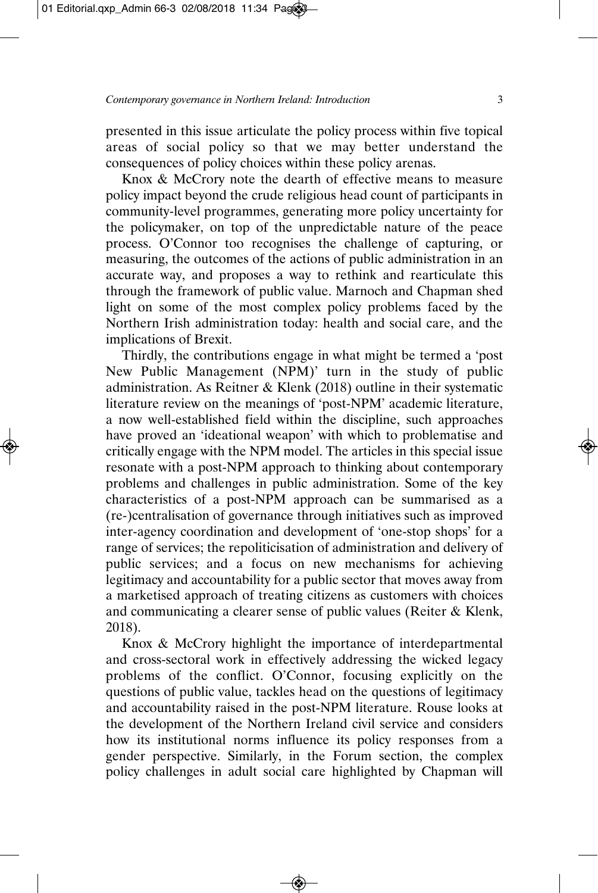presented in this issue articulate the policy process within five topical areas of social policy so that we may better understand the consequences of policy choices within these policy arenas.

Knox & McCrory note the dearth of effective means to measure policy impact beyond the crude religious head count of participants in community-level programmes, generating more policy uncertainty for the policymaker, on top of the unpredictable nature of the peace process. O'Connor too recognises the challenge of capturing, or measuring, the outcomes of the actions of public administration in an accurate way, and proposes a way to rethink and rearticulate this through the framework of public value. Marnoch and Chapman shed light on some of the most complex policy problems faced by the Northern Irish administration today: health and social care, and the implications of Brexit.

Thirdly, the contributions engage in what might be termed a 'post New Public Management (NPM)' turn in the study of public administration. As Reitner & Klenk (2018) outline in their systematic literature review on the meanings of 'post-NPM' academic literature, a now well-established field within the discipline, such approaches have proved an 'ideational weapon' with which to problematise and critically engage with the NPM model. The articles in this special issue resonate with a post-NPM approach to thinking about contemporary problems and challenges in public administration. Some of the key characteristics of a post-NPM approach can be summarised as a (re-)centralisation of governance through initiatives such as improved inter-agency coordination and development of 'one-stop shops' for a range of services; the repoliticisation of administration and delivery of public services; and a focus on new mechanisms for achieving legitimacy and accountability for a public sector that moves away from a marketised approach of treating citizens as customers with choices and communicating a clearer sense of public values (Reiter & Klenk, 2018).

Knox & McCrory highlight the importance of interdepartmental and cross-sectoral work in effectively addressing the wicked legacy problems of the conflict. O'Connor, focusing explicitly on the questions of public value, tackles head on the questions of legitimacy and accountability raised in the post-NPM literature. Rouse looks at the development of the Northern Ireland civil service and considers how its institutional norms influence its policy responses from a gender perspective. Similarly, in the Forum section, the complex policy challenges in adult social care highlighted by Chapman will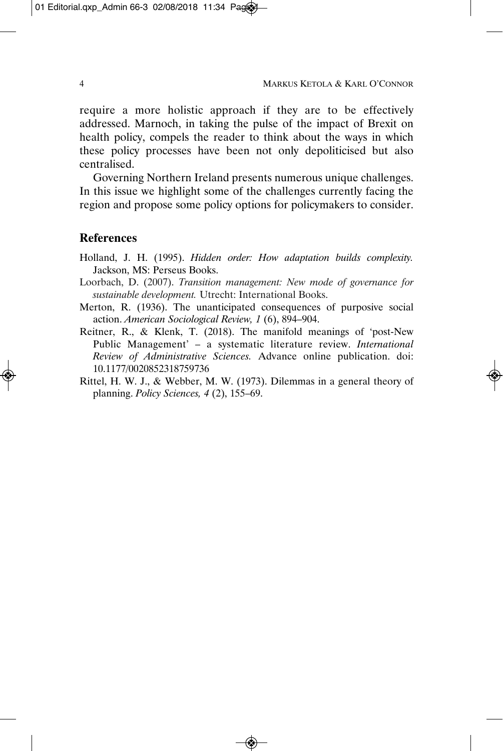require a more holistic approach if they are to be effectively addressed. Marnoch, in taking the pulse of the impact of Brexit on health policy, compels the reader to think about the ways in which these policy processes have been not only depoliticised but also centralised.

Governing Northern Ireland presents numerous unique challenges. In this issue we highlight some of the challenges currently facing the region and propose some policy options for policymakers to consider.

## References

Holland, J. H. (1995). *Hidden order: How adaptation builds complexity.* Jackson, MS: Perseus Books.

Loorbach, D. (2007). *Transition management: New mode of governance for sustainable development.* Utrecht: International Books.

Merton, R. (1936). The unanticipated consequences of purposive social action. *American Sociological Review, 1* (6), 894–904.

Reitner, R., & Klenk, T. (2018). The manifold meanings of 'post-New Public Management' – a systematic literature review. *International Review of Administrative Sciences.* Advance online publication. doi: 10.1177/0020852318759736

Rittel, H. W. J., & Webber, M. W. (1973). Dilemmas in a general theory of planning. *Policy Sciences, 4* (2), 155–69.